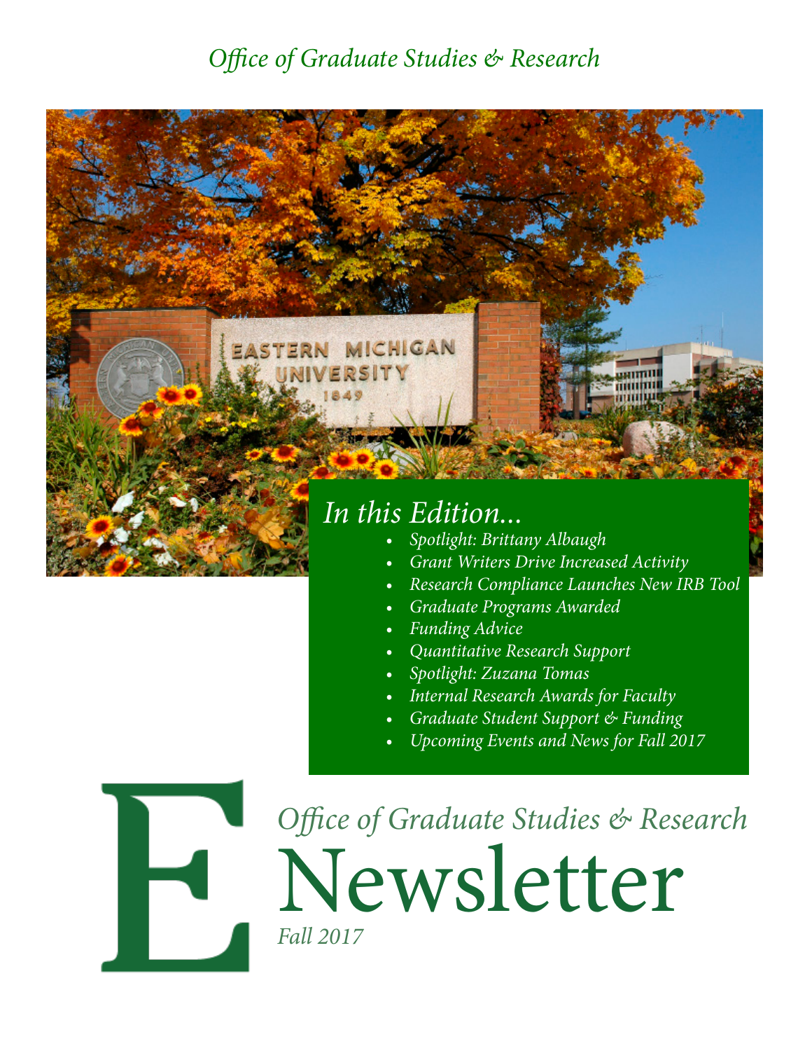*Office of Graduate Studies & Research*

## *In this Edition...*

- *Spotlight: Brittany Albaugh*
- *Grant Writers Drive Increased Activity*
- *Research Compliance Launches New IRB Tool*
- *Graduate Programs Awarded*
- *Funding Advice*
- *Quantitative Research Support*
- *Spotlight: Zuzana Tomas*
- *Internal Research Awards for Faculty*
- *Graduate Student Support & Funding*
- *Upcoming Events and News for Fall 2017*

*Office of Graduate Studies & Research*

# Newsletter

*Fall 2017*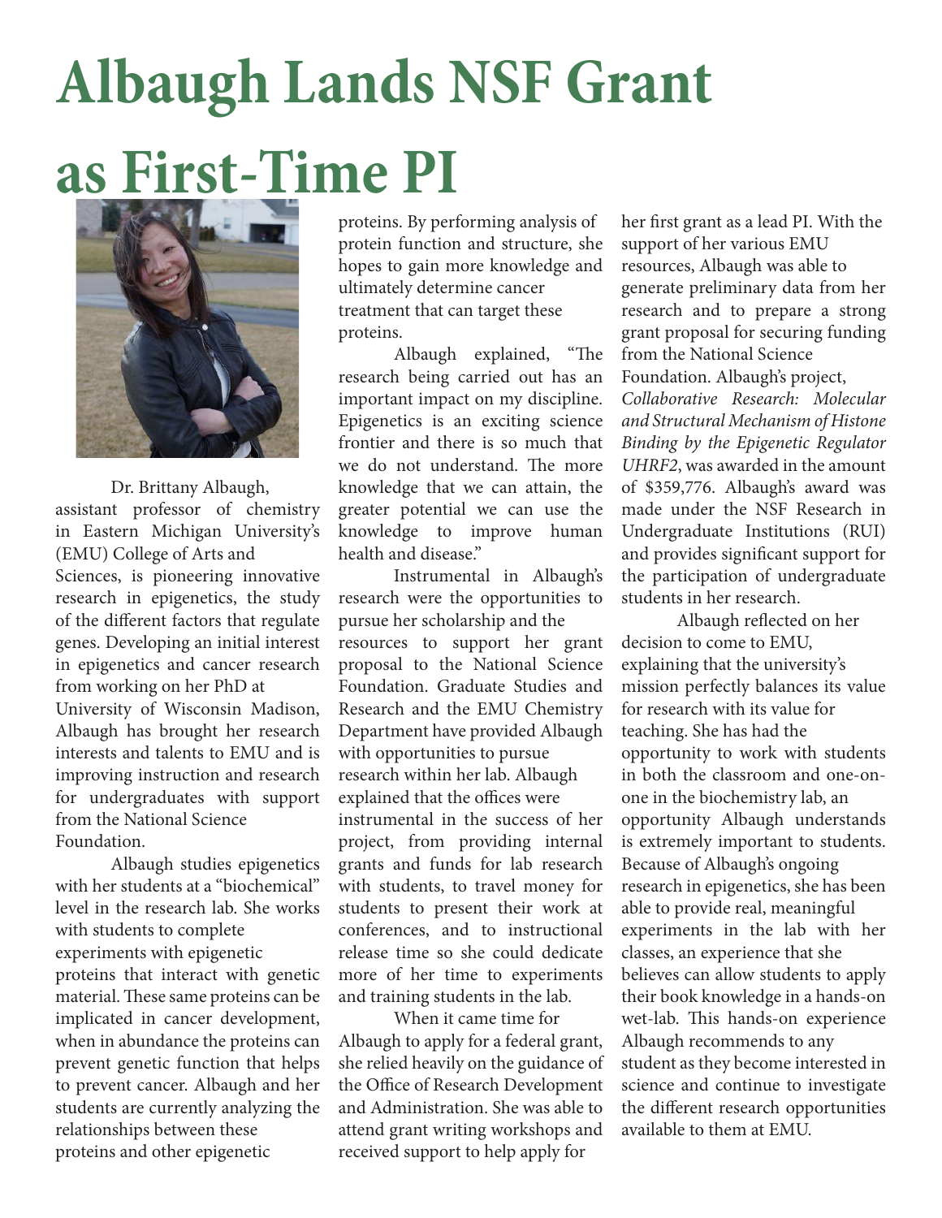# Albaugh Lands NSF Grant as First-Time PI

Dr. Brittany Albaugh, assistant professor of chemistry in Eastern Michigan University's (EMU) College of Arts and Sciences, is pioneering innovative research in epigenetics, the study of the different factors that regulate genes. Developing an initial interest in epigenetics and cancer research from working on her PhD at University of Wisconsin Madison, Albaugh has brought her research interests and talents to EMU and is improving instruction and research for undergraduates with support from the National Science Foundation.

Albaugh studies epigenetics with her students at a "biochemical" level in the research lab. She works with students to complete experiments with epigenetic proteins that interact with genetic material. These same proteins can be implicated in cancer development, when in abundance the proteins can prevent genetic function that helps to prevent cancer. Albaugh and her students are currently analyzing the relationships between these proteins and other epigenetic proteins. By performing analysis of protein function and structure, she hopes to gain more knowledge and ultimately determine cancer treatment that can target these proteins.

Albaugh explained, "The research being carried out has an important impact on my discipline. Epigenetics is an exciting science frontier and there is so much that we do not understand. The more knowledge that we can attain, the greater potential we can use the knowledge to improve human health and disease."

Instrumental in Albaugh's research were the opportunities to pursue her scholarship and the resources to support her grant proposal to the National Science Foundation. Graduate Studies and Research and the EMU Chemistry Department have provided Albaugh with opportunities to pursue research within her lab. Albaugh explained that the offices were instrumental in the success of her project, from providing internal grants and funds for lab research with students, to travel money for students to present their work at conferences, and to instructional release time so she could dedicate more of her time to experiments and training students in the lab.

When it came time for Albaugh to apply for a federal grant, she relied heavily on the guidance of the Office of Research Development and Administration. She was able to attend grant writing workshops and received support to help apply for her first grant as a lead PI. With the support of her various EMU resources, Albaugh was able to generate preliminary data from her research and to prepare a strong grant proposal for securing funding from the National Science Foundation. Albaugh's project, *Collaborative Research: Molecular and Structural Mechanism of Histone Binding by the Epigenetic Regulator UHRF2*, was awarded in the amount of $359,776. Albaugh's award was made under the NSF Research in Undergraduate Institutions (RUI) and provides significant support for the participation of undergraduate students in her research.

Albaugh reflected on her decision to come to EMU, explaining that the university's mission perfectly balances its value for research with its value for teaching. She has had the opportunity to work with students in both the classroom and one-on-one in the biochemistry lab, an opportunity Albaugh understands is extremely important to students. Because of Albaugh's ongoing research in epigenetics, she has been able to provide real, meaningful experiments in the lab with her classes, an experience that she believes can allow students to apply their book knowledge in a hands-on wet-lab. This hands-on experience Albaugh recommends to any student as they become interested in science and continue to investigate the different research opportunities available to them at EMU.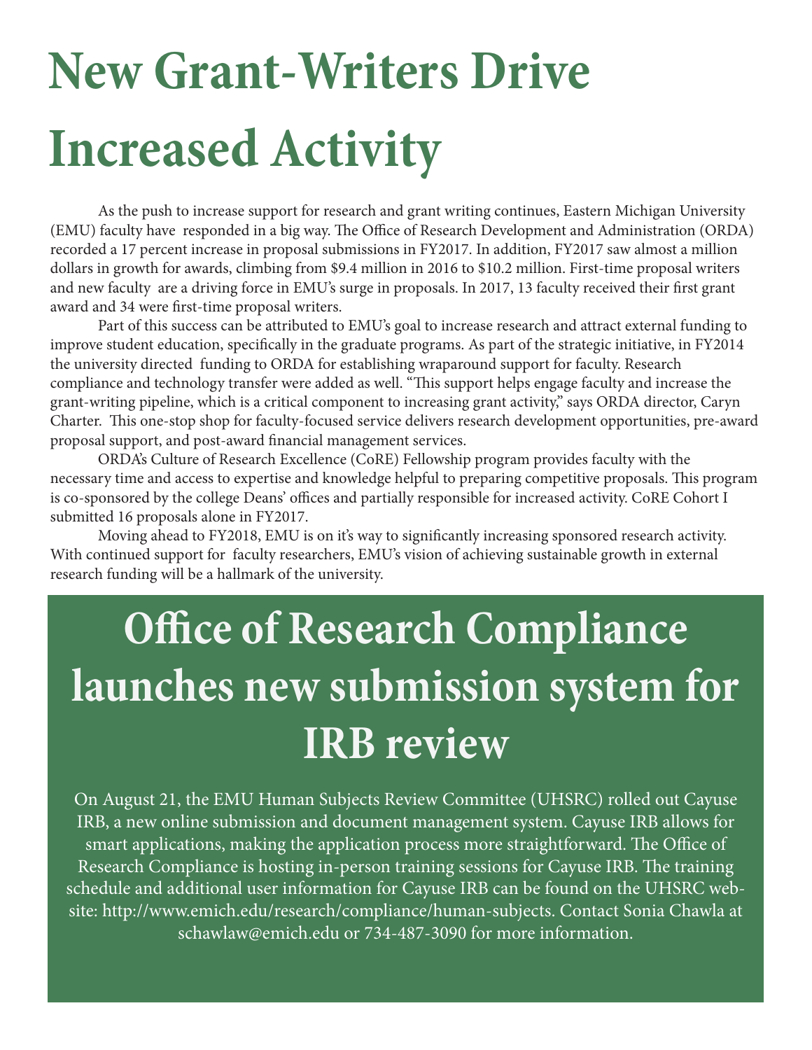# New Grant-Writers Drive Increased Activity

As the push to increase support for research and grant writing continues, Eastern Michigan University (EMU) faculty have responded in a big way. The Office of Research Development and Administration (ORDA) recorded a 17 percent increase in proposal submissions in FY2017. In addition, FY2017 saw almost a million dollars in growth for awards, climbing from $9.4 million in 2016 to $10.2 million. First-time proposal writers and new faculty are a driving force in EMU's surge in proposals. In 2017, 13 faculty received their first grant award and 34 were first-time proposal writers.

Part of this success can be attributed to EMU's goal to increase research and attract external funding to improve student education, specifically in the graduate programs. As part of the strategic initiative, in FY2014 the university directed funding to ORDA for establishing wraparound support for faculty. Research compliance and technology transfer were added as well. "This support helps engage faculty and increase the grant-writing pipeline, which is a critical component to increasing grant activity," says ORDA director, Caryn Charter. This one-stop shop for faculty-focused service delivers research development opportunities, pre-award proposal support, and post-award financial management services.

ORDA's Culture of Research Excellence (CoRE) Fellowship program provides faculty with the necessary time and access to expertise and knowledge helpful to preparing competitive proposals. This program is co-sponsored by the college Deans' offices and partially responsible for increased activity. CoRE Cohort I submitted 16 proposals alone in FY2017.

Moving ahead to FY2018, EMU is on it's way to significantly increasing sponsored research activity. With continued support for faculty researchers, EMU's vision of achieving sustainable growth in external research funding will be a hallmark of the university.

# Office of Research Compliance launches new submission system for IRB review

On August 21, the EMU Human Subjects Review Committee (UHSRC) rolled out Cayuse IRB, a new online submission and document management system. Cayuse IRB allows for smart applications, making the application process more straightforward. The Office of Research Compliance is hosting in-person training sessions for Cayuse IRB. The training schedule and additional user information for Cayuse IRB can be found on the UHSRC website: http://www.emich.edu/research/compliance/human-subjects. Contact Sonia Chawla at schawlaw@emich.edu or 734-487-3090 for more information.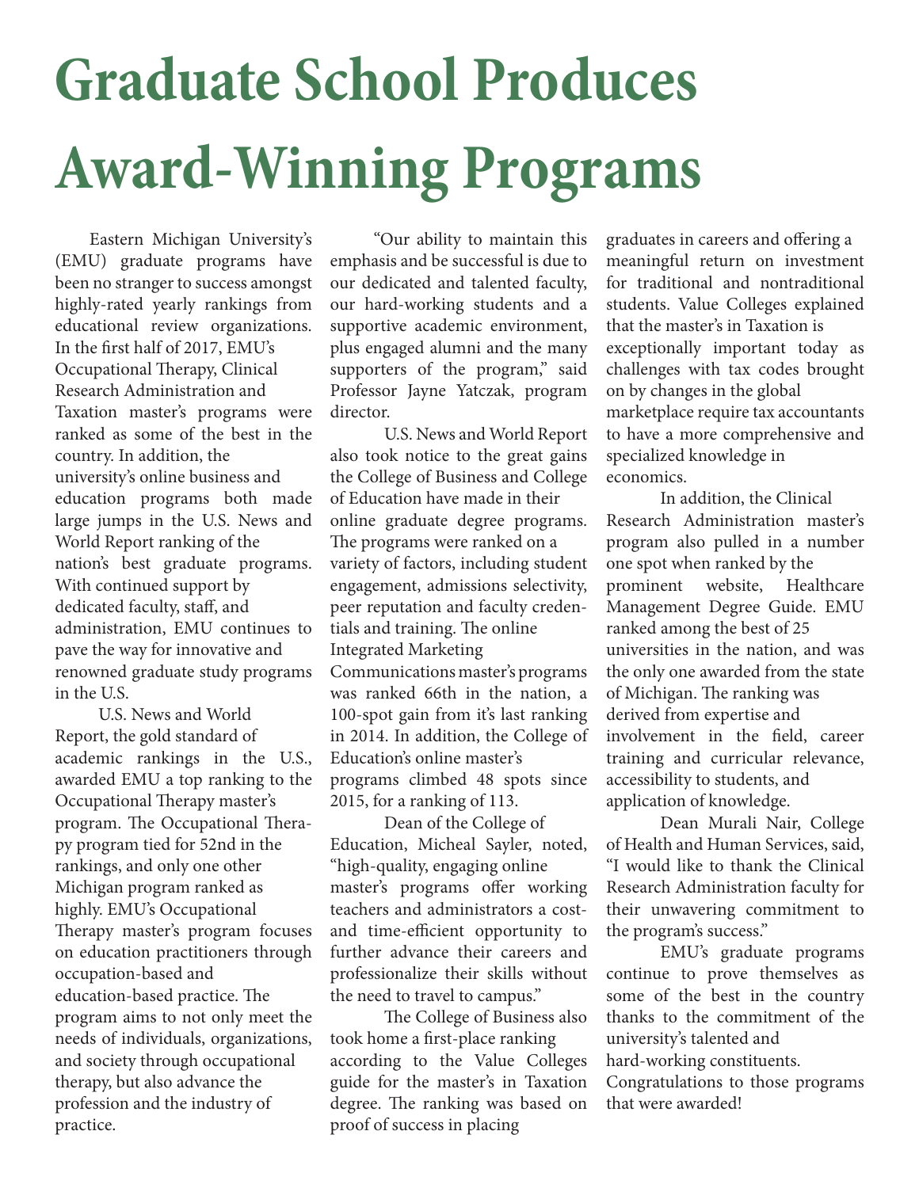# Graduate School Produces Award-Winning Programs

Eastern Michigan University's (EMU) graduate programs have been no stranger to success amongst highly-rated yearly rankings from educational review organizations. In the first half of 2017, EMU's Occupational Therapy, Clinical Research Administration and Taxation master's programs were ranked as some of the best in the country. In addition, the university's online business and education programs both made large jumps in the U.S. News and World Report ranking of the nation's best graduate programs. With continued support by dedicated faculty, staff, and administration, EMU continues to pave the way for innovative and renowned graduate study programs in the U.S.

U.S. News and World Report, the gold standard of academic rankings in the U.S., awarded EMU a top ranking to the Occupational Therapy master's program. The Occupational Therapy program tied for 52nd in the rankings, and only one other Michigan program ranked as highly. EMU's Occupational Therapy master's program focuses on education practitioners through occupation-based and education-based practice. The program aims to not only meet the needs of individuals, organizations, and society through occupational therapy, but also advance the profession and the industry of practice.

"Our ability to maintain this emphasis and be successful is due to our dedicated and talented faculty, our hard-working students and a supportive academic environment, plus engaged alumni and the many supporters of the program," said Professor Jayne Yatczak, program director.

U.S. News and World Report also took notice to the great gains the College of Business and College of Education have made in their online graduate degree programs. The programs were ranked on a variety of factors, including student engagement, admissions selectivity, peer reputation and faculty credentials and training. The online Integrated Marketing Communications master's programs was ranked 66th in the nation, a 100-spot gain from it's last ranking in 2014. In addition, the College of Education's online master's programs climbed 48 spots since 2015, for a ranking of 113.

Dean of the College of Education, Micheal Sayler, noted, "high-quality, engaging online master's programs offer working teachers and administrators a cost- and time-efficient opportunity to further advance their careers and professionalize their skills without the need to travel to campus."

The College of Business also took home a first-place ranking according to the Value Colleges guide for the master's in Taxation degree. The ranking was based on proof of success in placing graduates in careers and offering a meaningful return on investment for traditional and nontraditional students. Value Colleges explained that the master's in Taxation is exceptionally important today as challenges with tax codes brought on by changes in the global marketplace require tax accountants to have a more comprehensive and specialized knowledge in economics.

In addition, the Clinical Research Administration master's program also pulled in a number one spot when ranked by the prominent website, Healthcare Management Degree Guide. EMU ranked among the best of 25 universities in the nation, and was the only one awarded from the state of Michigan. The ranking was derived from expertise and involvement in the field, career training and curricular relevance, accessibility to students, and application of knowledge.

Dean Murali Nair, College of Health and Human Services, said, "I would like to thank the Clinical Research Administration faculty for their unwavering commitment to the program's success."

EMU's graduate programs continue to prove themselves as some of the best in the country thanks to the commitment of the university's talented and hard-working constituents. Congratulations to those programs that were awarded!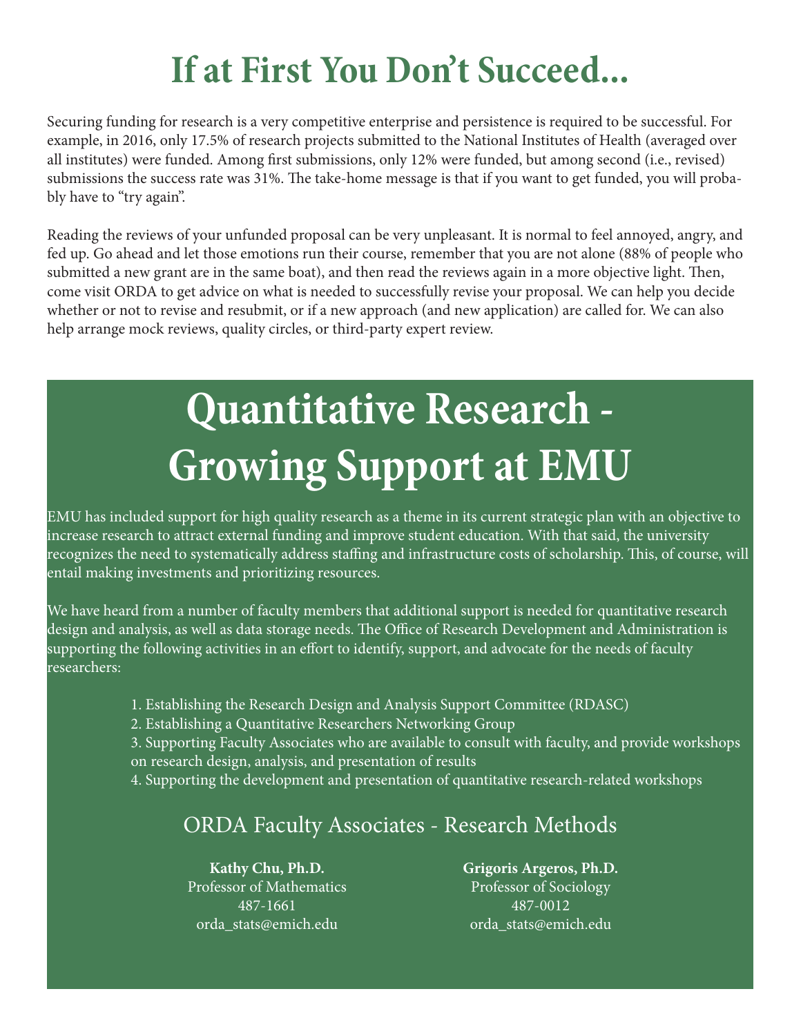# If at First You Don't Succeed...

Securing funding for research is a very competitive enterprise and persistence is required to be successful. For example, in 2016, only 17.5% of research projects submitted to the National Institutes of Health (averaged over all institutes) were funded. Among first submissions, only 12% were funded, but among second (i.e., revised) submissions the success rate was 31%. The take-home message is that if you want to get funded, you will probably have to "try again".

Reading the reviews of your unfunded proposal can be very unpleasant. It is normal to feel annoyed, angry, and fed up. Go ahead and let those emotions run their course, remember that you are not alone (88% of people who submitted a new grant are in the same boat), and then read the reviews again in a more objective light. Then, come visit ORDA to get advice on what is needed to successfully revise your proposal. We can help you decide whether or not to revise and resubmit, or if a new approach (and new application) are called for. We can also help arrange mock reviews, quality circles, or third-party expert review.

# Quantitative Research - Growing Support at EMU

EMU has included support for high quality research as a theme in its current strategic plan with an objective to increase research to attract external funding and improve student education. With that said, the university recognizes the need to systematically address staffing and infrastructure costs of scholarship. This, of course, will entail making investments and prioritizing resources.

We have heard from a number of faculty members that additional support is needed for quantitative research design and analysis, as well as data storage needs. The Office of Research Development and Administration is supporting the following activities in an effort to identify, support, and advocate for the needs of faculty researchers:

1. Establishing the Research Design and Analysis Support Committee (RDASC)
2. Establishing a Quantitative Researchers Networking Group
3. Supporting Faculty Associates who are available to consult with faculty, and provide workshops on research design, analysis, and presentation of results
4. Supporting the development and presentation of quantitative research-related workshops

## ORDA Faculty Associates - Research Methods

**Kathy Chu, Ph.D.**
Professor of Mathematics
487-1661
orda_stats@emich.edu

**Grigoris Argeros, Ph.D.**
Professor of Sociology
487-0012
orda_stats@emich.edu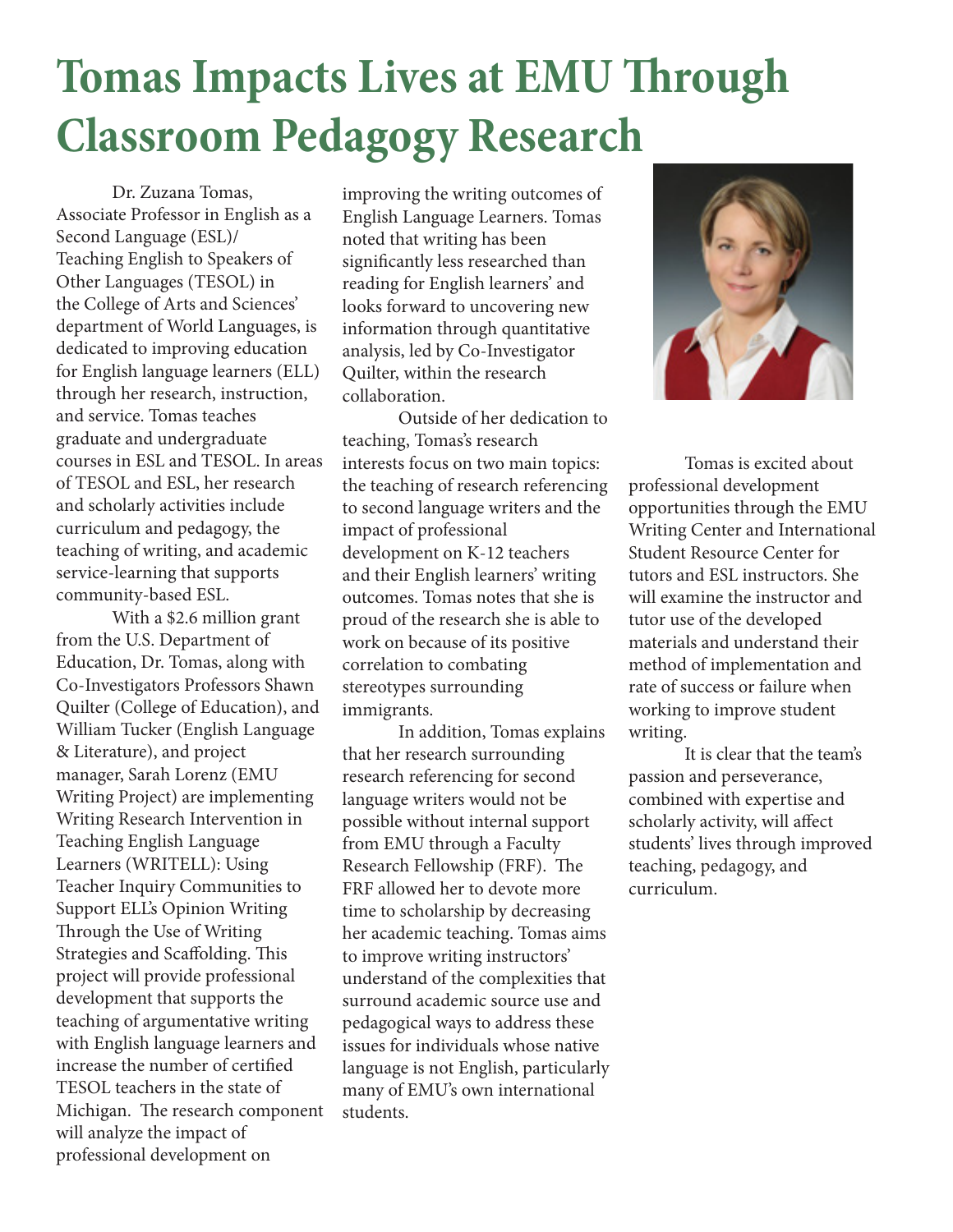# Tomas Impacts Lives at EMU Through Classroom Pedagogy Research

Dr. Zuzana Tomas, Associate Professor in English as a Second Language (ESL)/ Teaching English to Speakers of Other Languages (TESOL) in the College of Arts and Sciences' department of World Languages, is dedicated to improving education for English language learners (ELL) through her research, instruction, and service. Tomas teaches graduate and undergraduate courses in ESL and TESOL. In areas of TESOL and ESL, her research and scholarly activities include curriculum and pedagogy, the teaching of writing, and academic service-learning that supports community-based ESL.

With a $2.6 million grant from the U.S. Department of Education, Dr. Tomas, along with Co-Investigators Professors Shawn Quilter (College of Education), and William Tucker (English Language & Literature), and project manager, Sarah Lorenz (EMU Writing Project) are implementing Writing Research Intervention in Teaching English Language Learners (WRITELL): Using Teacher Inquiry Communities to Support ELL's Opinion Writing Through the Use of Writing Strategies and Scaffolding. This project will provide professional development that supports the teaching of argumentative writing with English language learners and increase the number of certified TESOL teachers in the state of Michigan. The research component will analyze the impact of professional development on improving the writing outcomes of English Language Learners. Tomas noted that writing has been significantly less researched than reading for English learners' and looks forward to uncovering new information through quantitative analysis, led by Co-Investigator Quilter, within the research collaboration.

Outside of her dedication to teaching, Tomas's research interests focus on two main topics: the teaching of research referencing to second language writers and the impact of professional development on K-12 teachers and their English learners' writing outcomes. Tomas notes that she is proud of the research she is able to work on because of its positive correlation to combating stereotypes surrounding immigrants.

In addition, Tomas explains that her research surrounding research referencing for second language writers would not be possible without internal support from EMU through a Faculty Research Fellowship (FRF). The FRF allowed her to devote more time to scholarship by decreasing her academic teaching. Tomas aims to improve writing instructors' understand of the complexities that surround academic source use and pedagogical ways to address these issues for individuals whose native language is not English, particularly many of EMU's own international students.

Tomas is excited about professional development opportunities through the EMU Writing Center and International Student Resource Center for tutors and ESL instructors. She will examine the instructor and tutor use of the developed materials and understand their method of implementation and rate of success or failure when working to improve student writing.

It is clear that the team's passion and perseverance, combined with expertise and scholarly activity, will affect students' lives through improved teaching, pedagogy, and curriculum.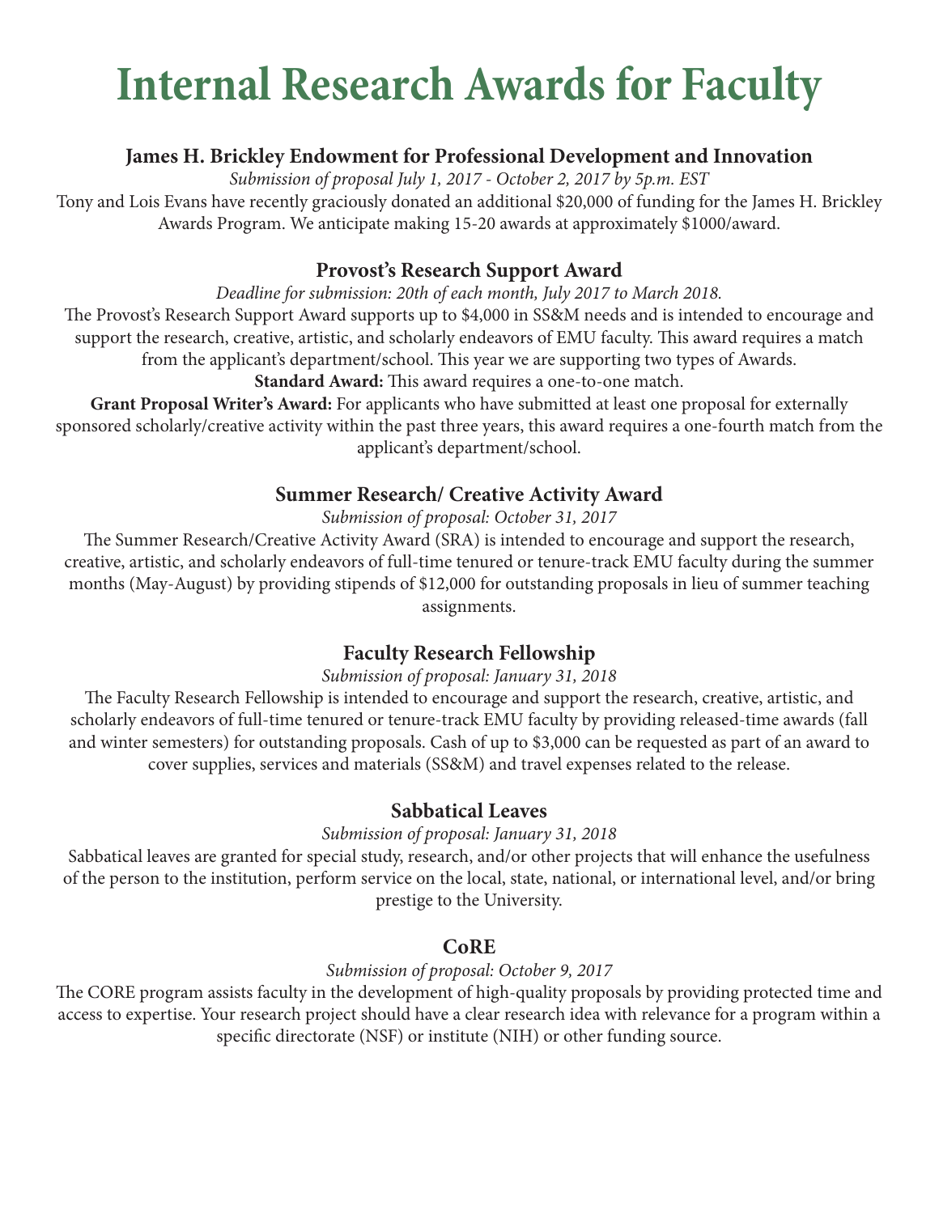# Internal Research Awards for Faculty

### James H. Brickley Endowment for Professional Development and Innovation

*Submission of proposal July 1, 2017 - October 2, 2017 by 5p.m. EST*

Tony and Lois Evans have recently graciously donated an additional $20,000 of funding for the James H. Brickley Awards Program. We anticipate making 15-20 awards at approximately $1000/award.

### Provost's Research Support Award

*Deadline for submission: 20th of each month, July 2017 to March 2018.*

The Provost's Research Support Award supports up to $4,000 in SS&M needs and is intended to encourage and support the research, creative, artistic, and scholarly endeavors of EMU faculty. This award requires a match from the applicant's department/school. This year we are supporting two types of Awards.

**Standard Award:** This award requires a one-to-one match.

**Grant Proposal Writer's Award:** For applicants who have submitted at least one proposal for externally sponsored scholarly/creative activity within the past three years, this award requires a one-fourth match from the applicant's department/school.

### Summer Research/ Creative Activity Award

*Submission of proposal: October 31, 2017*

The Summer Research/Creative Activity Award (SRA) is intended to encourage and support the research, creative, artistic, and scholarly endeavors of full-time tenured or tenure-track EMU faculty during the summer months (May-August) by providing stipends of $12,000 for outstanding proposals in lieu of summer teaching assignments.

### Faculty Research Fellowship

*Submission of proposal: January 31, 2018*

The Faculty Research Fellowship is intended to encourage and support the research, creative, artistic, and scholarly endeavors of full-time tenured or tenure-track EMU faculty by providing released-time awards (fall and winter semesters) for outstanding proposals. Cash of up to $3,000 can be requested as part of an award to cover supplies, services and materials (SS&M) and travel expenses related to the release.

### Sabbatical Leaves

*Submission of proposal: January 31, 2018*

Sabbatical leaves are granted for special study, research, and/or other projects that will enhance the usefulness of the person to the institution, perform service on the local, state, national, or international level, and/or bring prestige to the University.

### CoRE

*Submission of proposal: October 9, 2017*

The CORE program assists faculty in the development of high-quality proposals by providing protected time and access to expertise. Your research project should have a clear research idea with relevance for a program within a specific directorate (NSF) or institute (NIH) or other funding source.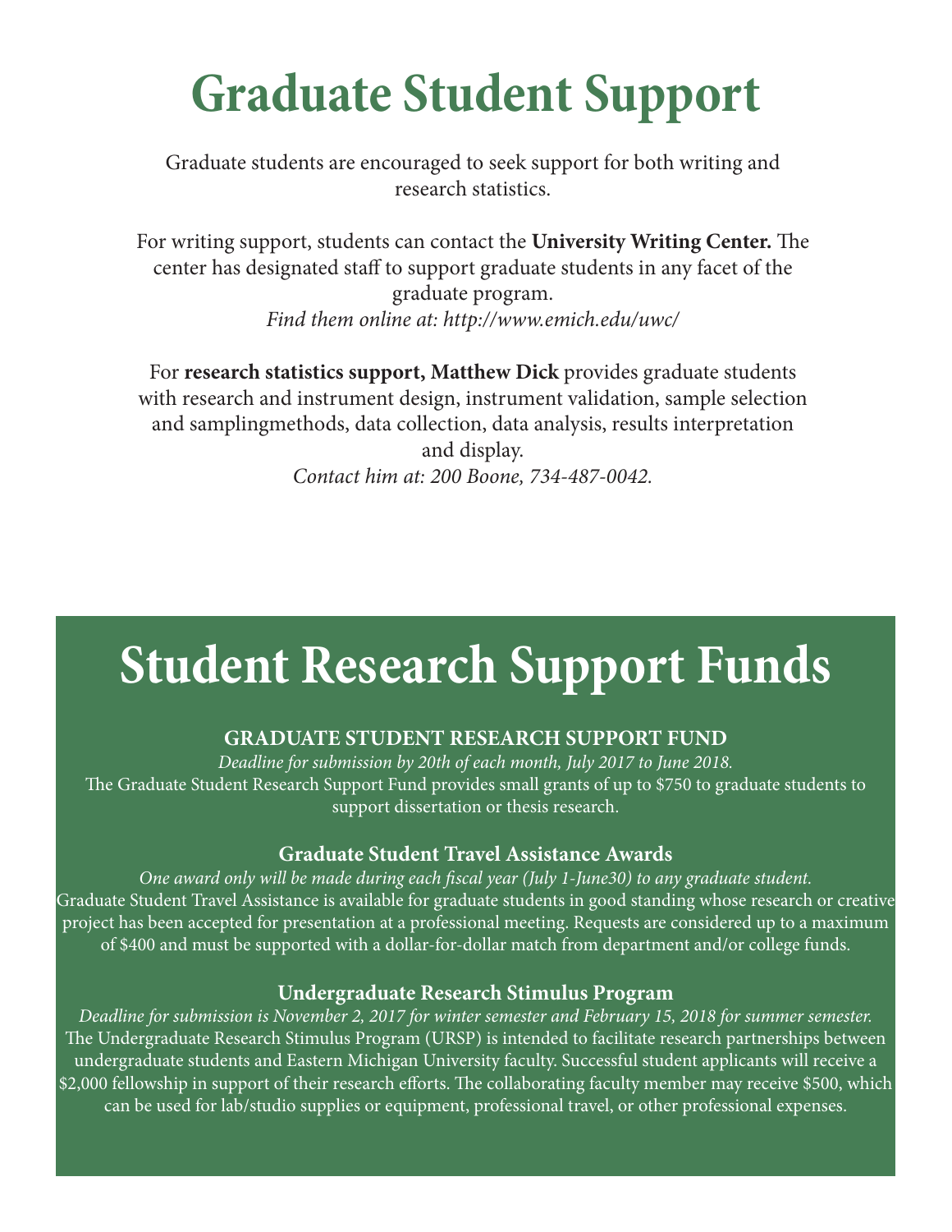# Graduate Student Support

Graduate students are encouraged to seek support for both writing and research statistics.

For writing support, students can contact the **University Writing Center.** The center has designated staff to support graduate students in any facet of the graduate program.
*Find them online at: http://www.emich.edu/uwc/*

For **research statistics support, Matthew Dick** provides graduate students with research and instrument design, instrument validation, sample selection and samplingmethods, data collection, data analysis, results interpretation and display.
*Contact him at: 200 Boone, 734-487-0042.*

# Student Research Support Funds

### GRADUATE STUDENT RESEARCH SUPPORT FUND

*Deadline for submission by 20th of each month, July 2017 to June 2018.*
The Graduate Student Research Support Fund provides small grants of up to $750 to graduate students to support dissertation or thesis research.

### Graduate Student Travel Assistance Awards

*One award only will be made during each fiscal year (July 1-June30) to any graduate student.*
Graduate Student Travel Assistance is available for graduate students in good standing whose research or creative project has been accepted for presentation at a professional meeting. Requests are considered up to a maximum of $400 and must be supported with a dollar-for-dollar match from department and/or college funds.

### Undergraduate Research Stimulus Program

*Deadline for submission is November 2, 2017 for winter semester and February 15, 2018 for summer semester.*
The Undergraduate Research Stimulus Program (URSP) is intended to facilitate research partnerships between undergraduate students and Eastern Michigan University faculty. Successful student applicants will receive a $2,000 fellowship in support of their research efforts. The collaborating faculty member may receive $500, which can be used for lab/studio supplies or equipment, professional travel, or other professional expenses.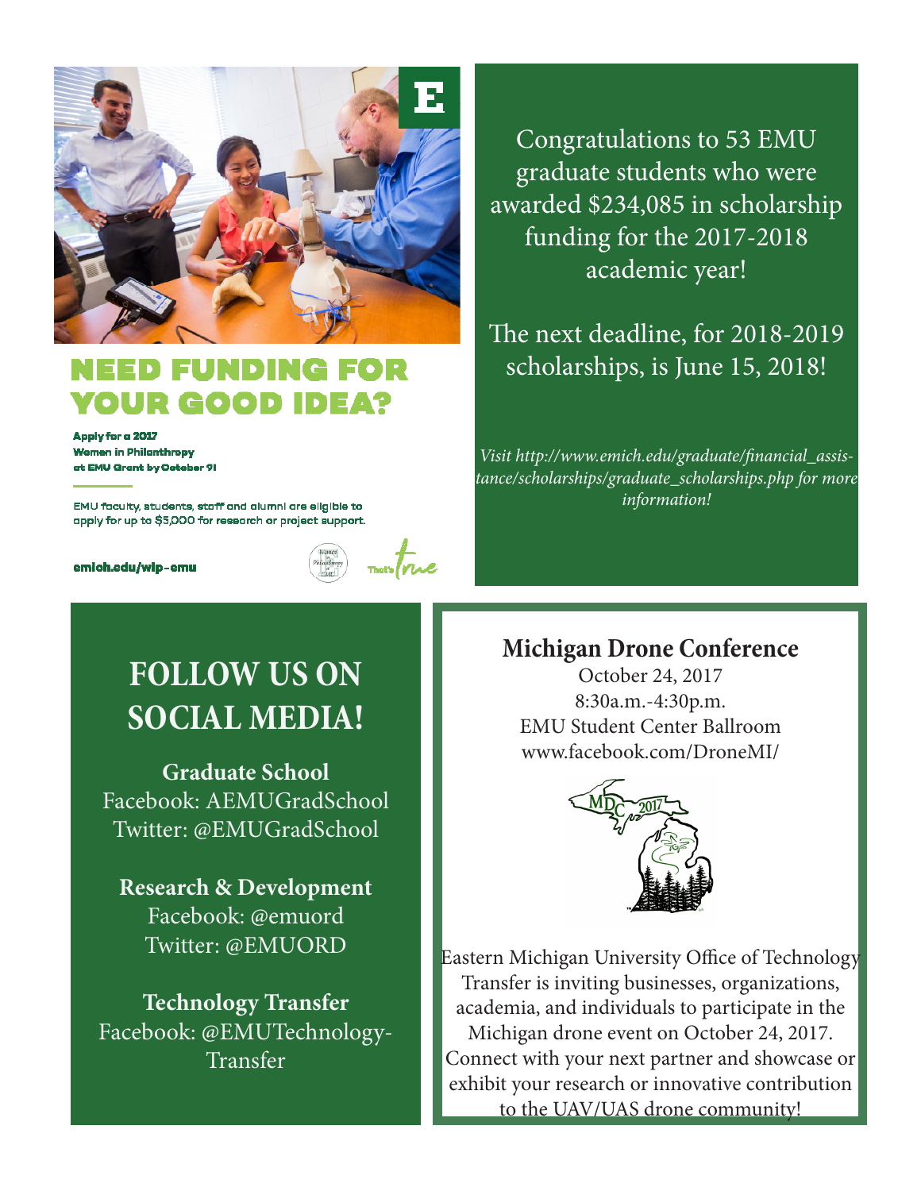## NEED FUNDING FOR YOUR GOOD IDEA?

**Apply for a 2017 Women in Philanthropy at EMU Grant by October 9!**

EMU faculty, students, staff and alumni are eligible to apply for up to $5,000 for research or project support.

**emich.edu/wip-emu**

That's true

Congratulations to 53 EMU graduate students who were awarded $234,085 in scholarship funding for the 2017-2018 academic year!

The next deadline, for 2018-2019 scholarships, is June 15, 2018!

*Visit http://www.emich.edu/graduate/financial_assistance/scholarships/graduate_scholarships.php for more information!*

## FOLLOW US ON SOCIAL MEDIA!

**Graduate School**
Facebook: AEMUGradSchool
Twitter: @EMUGradSchool

**Research & Development**
Facebook: @emuord
Twitter: @EMUORD

**Technology Transfer**
Facebook: @EMUTechnology-Transfer

## Michigan Drone Conference

October 24, 2017
8:30a.m.-4:30p.m.
EMU Student Center Ballroom
www.facebook.com/DroneMI/

Eastern Michigan University Office of Technology Transfer is inviting businesses, organizations, academia, and individuals to participate in the Michigan drone event on October 24, 2017. Connect with your next partner and showcase or exhibit your research or innovative contribution to the UAV/UAS drone community!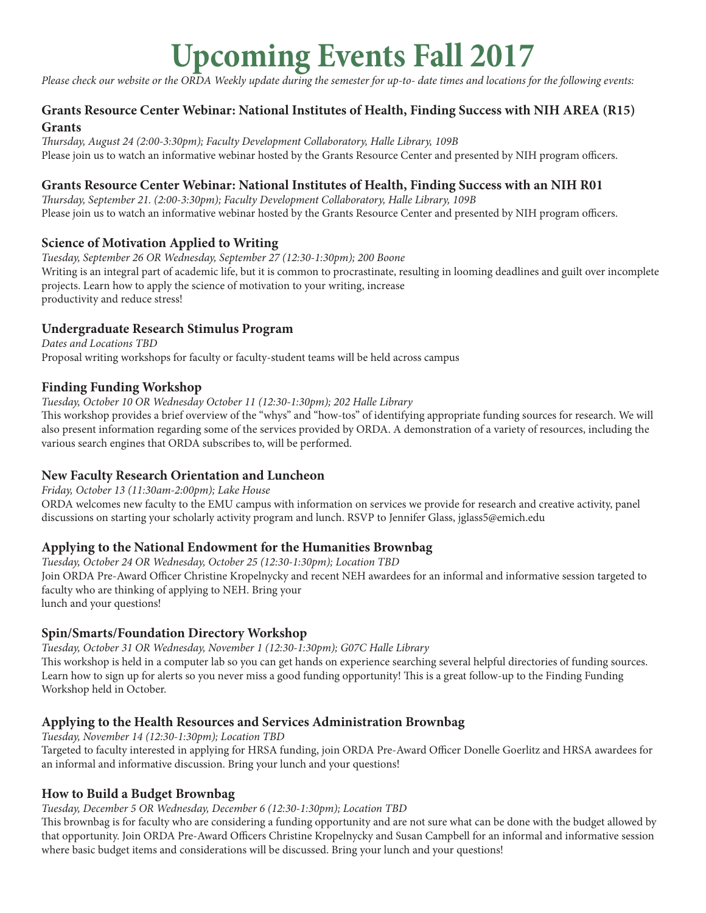# Upcoming Events Fall 2017

*Please check our website or the ORDA Weekly update during the semester for up-to- date times and locations for the following events:*

### Grants Resource Center Webinar: National Institutes of Health, Finding Success with NIH AREA (R15) Grants

*Thursday, August 24 (2:00-3:30pm); Faculty Development Collaboratory, Halle Library, 109B*

Please join us to watch an informative webinar hosted by the Grants Resource Center and presented by NIH program officers.

### Grants Resource Center Webinar: National Institutes of Health, Finding Success with an NIH R01

*Thursday, September 21. (2:00-3:30pm); Faculty Development Collaboratory, Halle Library, 109B*

Please join us to watch an informative webinar hosted by the Grants Resource Center and presented by NIH program officers.

### Science of Motivation Applied to Writing

*Tuesday, September 26 OR Wednesday, September 27 (12:30-1:30pm); 200 Boone*

Writing is an integral part of academic life, but it is common to procrastinate, resulting in looming deadlines and guilt over incomplete projects. Learn how to apply the science of motivation to your writing, increase productivity and reduce stress!

### Undergraduate Research Stimulus Program

*Dates and Locations TBD*

Proposal writing workshops for faculty or faculty-student teams will be held across campus

### Finding Funding Workshop

*Tuesday, October 10 OR Wednesday October 11 (12:30-1:30pm); 202 Halle Library*

This workshop provides a brief overview of the "whys" and "how-tos" of identifying appropriate funding sources for research. We will also present information regarding some of the services provided by ORDA. A demonstration of a variety of resources, including the various search engines that ORDA subscribes to, will be performed.

### New Faculty Research Orientation and Luncheon

*Friday, October 13 (11:30am-2:00pm); Lake House*

ORDA welcomes new faculty to the EMU campus with information on services we provide for research and creative activity, panel discussions on starting your scholarly activity program and lunch. RSVP to Jennifer Glass, jglass5@emich.edu

### Applying to the National Endowment for the Humanities Brownbag

*Tuesday, October 24 OR Wednesday, October 25 (12:30-1:30pm); Location TBD*

Join ORDA Pre-Award Officer Christine Kropelnycky and recent NEH awardees for an informal and informative session targeted to faculty who are thinking of applying to NEH. Bring your lunch and your questions!

### Spin/Smarts/Foundation Directory Workshop

*Tuesday, October 31 OR Wednesday, November 1 (12:30-1:30pm); G07C Halle Library*

This workshop is held in a computer lab so you can get hands on experience searching several helpful directories of funding sources. Learn how to sign up for alerts so you never miss a good funding opportunity! This is a great follow-up to the Finding Funding Workshop held in October.

### Applying to the Health Resources and Services Administration Brownbag

*Tuesday, November 14 (12:30-1:30pm); Location TBD*

Targeted to faculty interested in applying for HRSA funding, join ORDA Pre-Award Officer Donelle Goerlitz and HRSA awardees for an informal and informative discussion. Bring your lunch and your questions!

### How to Build a Budget Brownbag

*Tuesday, December 5 OR Wednesday, December 6 (12:30-1:30pm); Location TBD*

This brownbag is for faculty who are considering a funding opportunity and are not sure what can be done with the budget allowed by that opportunity. Join ORDA Pre-Award Officers Christine Kropelnycky and Susan Campbell for an informal and informative session where basic budget items and considerations will be discussed. Bring your lunch and your questions!